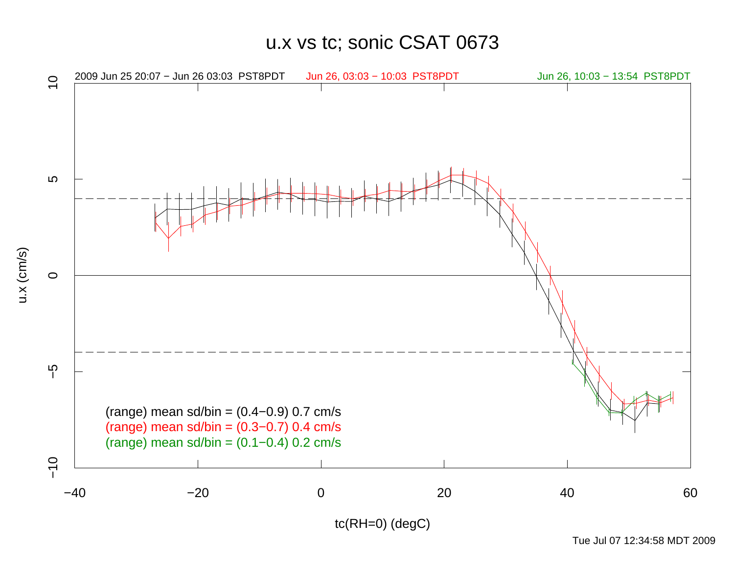# u.x vs tc; sonic CSAT 0673

2009 Jun 25 20:07 − Jun 26 03:03 PST8PDT

Jun 26, 03:03 − 10:03 PST8PDT

Jun 26, 10:03 − 13:54 PST8PDT

u.x (cm/s)

tc(RH=0) (degC)

(range) mean sd/bin = (0.4−0.9) 0.7 cm/s

(range) mean sd/bin = (0.3−0.7) 0.4 cm/s

(range) mean sd/bin = (0.1−0.4) 0.2 cm/s

Tue Jul 07 12:34:58 MDT 2009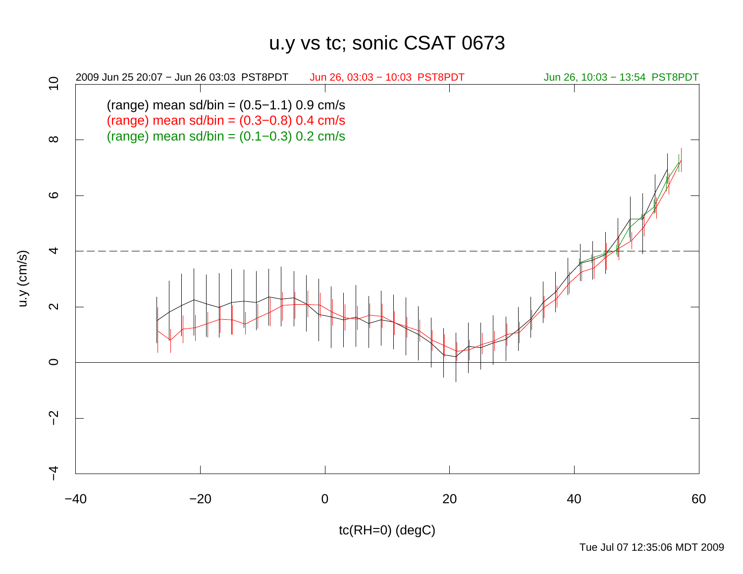# u.y vs tc; sonic CSAT 0673

2009 Jun 25 20:07 − Jun 26 03:03 PST8PDT Jun 26, 03:03 − 10:03 PST8PDT Jun 26, 10:03 − 13:54 PST8PDT

(range) mean sd/bin = (0.5−1.1) 0.9 cm/s
(range) mean sd/bin = (0.3−0.8) 0.4 cm/s
(range) mean sd/bin = (0.1−0.3) 0.2 cm/s

u.y (cm/s)

tc(RH=0) (degC)

Tue Jul 07 12:35:06 MDT 2009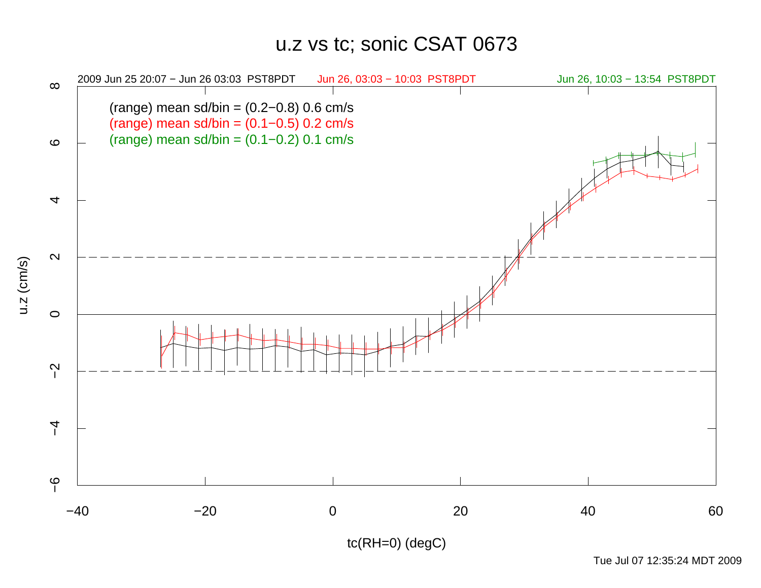# u.z vs tc; sonic CSAT 0673

2009 Jun 25 20:07 − Jun 26 03:03 PST8PDT

Jun 26, 03:03 − 10:03 PST8PDT

Jun 26, 10:03 − 13:54 PST8PDT

(range) mean sd/bin = (0.2−0.8) 0.6 cm/s

(range) mean sd/bin = (0.1−0.5) 0.2 cm/s

(range) mean sd/bin = (0.1−0.2) 0.1 cm/s

u.z (cm/s)

8

6

4

2

0

−2

−4

−6

−40

−20

0

20

40

60

tc(RH=0) (degC)

Tue Jul 07 12:35:24 MDT 2009